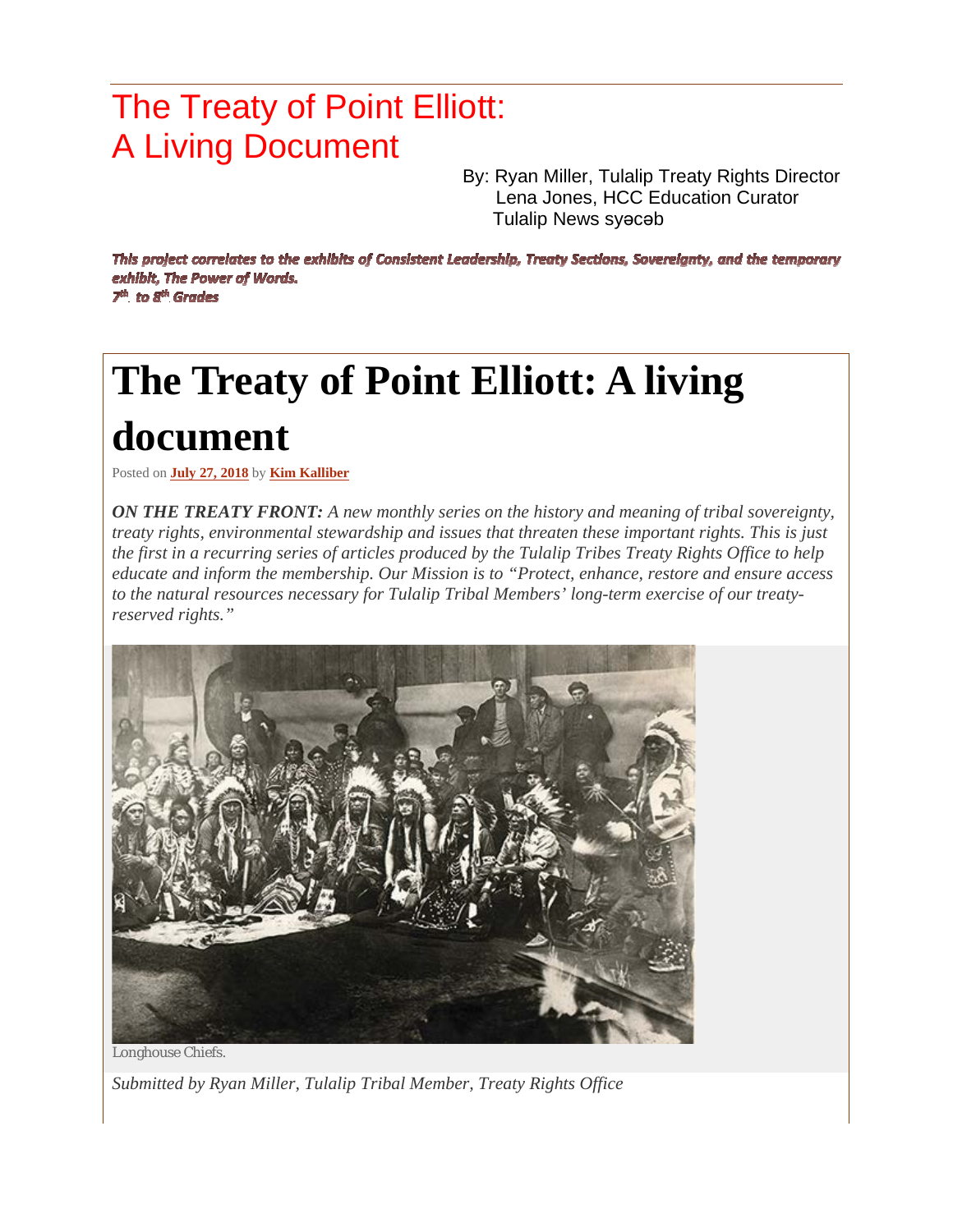# The Treaty of Point Elliott: A Living Document

By: Ryan Miller, Tulalip Treaty Rights Director
Lena Jones, HCC Education Curator
Tulalip News syəcəb

***This project correlates to the exhibits of Consistent Leadership, Treaty Sections, Sovereignty, and the temporary exhibit, The Power of Words.***
***7th to 8th Grades***

# The Treaty of Point Elliott: A living document

Posted on **July 27, 2018** by **Kim Kalliber**

***ON THE TREATY FRONT:*** *A new monthly series on the history and meaning of tribal sovereignty, treaty rights, environmental stewardship and issues that threaten these important rights. This is just the first in a recurring series of articles produced by the Tulalip Tribes Treaty Rights Office to help educate and inform the membership. Our Mission is to "Protect, enhance, restore and ensure access to the natural resources necessary for Tulalip Tribal Members' long-term exercise of our treaty-reserved rights."*

Longhouse Chiefs.

*Submitted by Ryan Miller, Tulalip Tribal Member, Treaty Rights Office*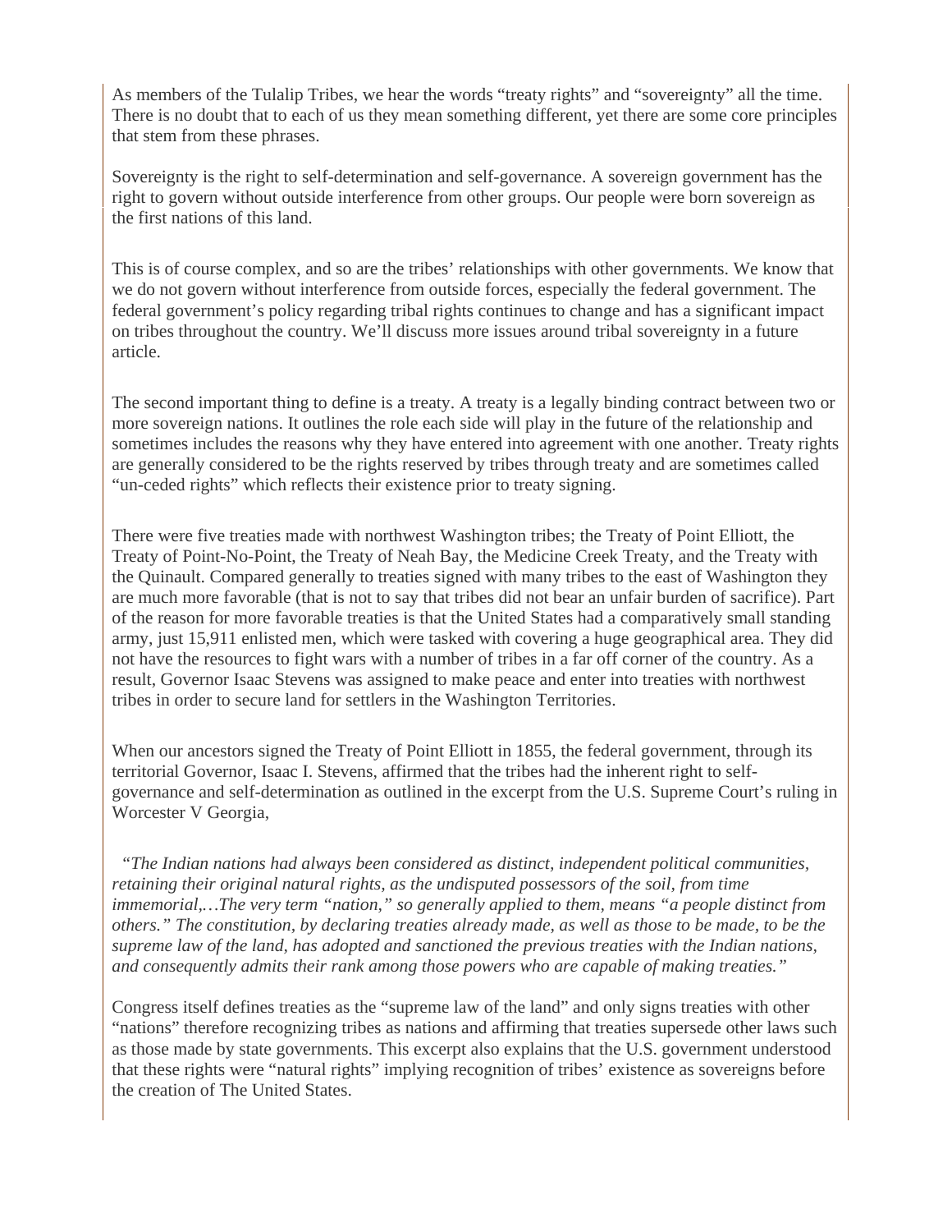As members of the Tulalip Tribes, we hear the words "treaty rights" and "sovereignty" all the time. There is no doubt that to each of us they mean something different, yet there are some core principles that stem from these phrases.

Sovereignty is the right to self-determination and self-governance. A sovereign government has the right to govern without outside interference from other groups. Our people were born sovereign as the first nations of this land.

This is of course complex, and so are the tribes' relationships with other governments. We know that we do not govern without interference from outside forces, especially the federal government. The federal government's policy regarding tribal rights continues to change and has a significant impact on tribes throughout the country. We'll discuss more issues around tribal sovereignty in a future article.

The second important thing to define is a treaty. A treaty is a legally binding contract between two or more sovereign nations. It outlines the role each side will play in the future of the relationship and sometimes includes the reasons why they have entered into agreement with one another. Treaty rights are generally considered to be the rights reserved by tribes through treaty and are sometimes called "un-ceded rights" which reflects their existence prior to treaty signing.

There were five treaties made with northwest Washington tribes; the Treaty of Point Elliott, the Treaty of Point-No-Point, the Treaty of Neah Bay, the Medicine Creek Treaty, and the Treaty with the Quinault. Compared generally to treaties signed with many tribes to the east of Washington they are much more favorable (that is not to say that tribes did not bear an unfair burden of sacrifice). Part of the reason for more favorable treaties is that the United States had a comparatively small standing army, just 15,911 enlisted men, which were tasked with covering a huge geographical area. They did not have the resources to fight wars with a number of tribes in a far off corner of the country. As a result, Governor Isaac Stevens was assigned to make peace and enter into treaties with northwest tribes in order to secure land for settlers in the Washington Territories.

When our ancestors signed the Treaty of Point Elliott in 1855, the federal government, through its territorial Governor, Isaac I. Stevens, affirmed that the tribes had the inherent right to self-governance and self-determination as outlined in the excerpt from the U.S. Supreme Court's ruling in Worcester V Georgia,

*"The Indian nations had always been considered as distinct, independent political communities, retaining their original natural rights, as the undisputed possessors of the soil, from time immemorial,…The very term "nation," so generally applied to them, means "a people distinct from others." The constitution, by declaring treaties already made, as well as those to be made, to be the supreme law of the land, has adopted and sanctioned the previous treaties with the Indian nations, and consequently admits their rank among those powers who are capable of making treaties."*

Congress itself defines treaties as the "supreme law of the land" and only signs treaties with other "nations" therefore recognizing tribes as nations and affirming that treaties supersede other laws such as those made by state governments. This excerpt also explains that the U.S. government understood that these rights were "natural rights" implying recognition of tribes' existence as sovereigns before the creation of The United States.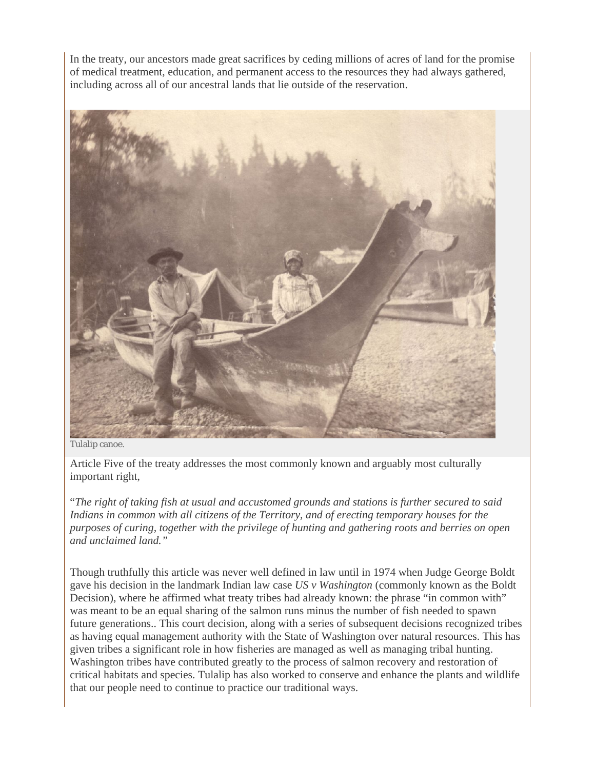In the treaty, our ancestors made great sacrifices by ceding millions of acres of land for the promise of medical treatment, education, and permanent access to the resources they had always gathered, including across all of our ancestral lands that lie outside of the reservation.

Tulalip canoe.

Article Five of the treaty addresses the most commonly known and arguably most culturally important right,

"*The right of taking fish at usual and accustomed grounds and stations is further secured to said Indians in common with all citizens of the Territory, and of erecting temporary houses for the purposes of curing, together with the privilege of hunting and gathering roots and berries on open and unclaimed land."*

Though truthfully this article was never well defined in law until in 1974 when Judge George Boldt gave his decision in the landmark Indian law case *US v Washington* (commonly known as the Boldt Decision), where he affirmed what treaty tribes had already known: the phrase "in common with" was meant to be an equal sharing of the salmon runs minus the number of fish needed to spawn future generations.. This court decision, along with a series of subsequent decisions recognized tribes as having equal management authority with the State of Washington over natural resources. This has given tribes a significant role in how fisheries are managed as well as managing tribal hunting. Washington tribes have contributed greatly to the process of salmon recovery and restoration of critical habitats and species. Tulalip has also worked to conserve and enhance the plants and wildlife that our people need to continue to practice our traditional ways.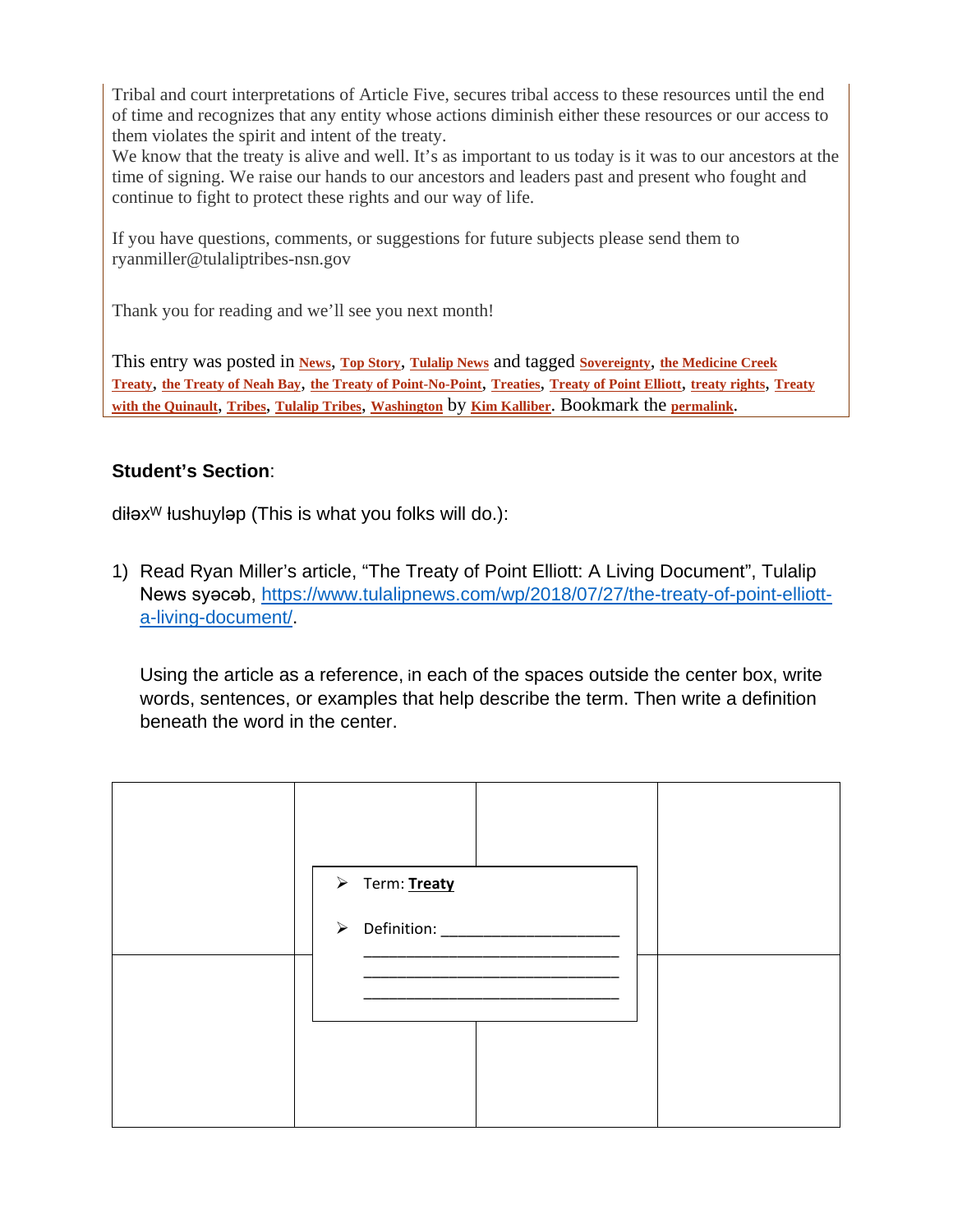Tribal and court interpretations of Article Five, secures tribal access to these resources until the end of time and recognizes that any entity whose actions diminish either these resources or our access to them violates the spirit and intent of the treaty.
We know that the treaty is alive and well. It's as important to us today is it was to our ancestors at the time of signing. We raise our hands to our ancestors and leaders past and present who fought and continue to fight to protect these rights and our way of life.

If you have questions, comments, or suggestions for future subjects please send them to ryanmiller@tulaliptribes-nsn.gov

Thank you for reading and we'll see you next month!

This entry was posted in News, Top Story, Tulalip News and tagged Sovereignty, the Medicine Creek Treaty, the Treaty of Neah Bay, the Treaty of Point-No-Point, Treaties, Treaty of Point Elliott, treaty rights, Treaty with the Quinault, Tribes, Tulalip Tribes, Washington by Kim Kalliber. Bookmark the permalink.

**Student's Section**:

diɫəxʷ ɫushuyləp (This is what you folks will do.):

1) Read Ryan Miller's article, "The Treaty of Point Elliott: A Living Document", Tulalip News syəcəb, https://www.tulalipnews.com/wp/2018/07/27/the-treaty-of-point-elliott-a-living-document/.

   Using the article as a reference, in each of the spaces outside the center box, write words, sentences, or examples that help describe the term. Then write a definition beneath the word in the center.

| | | | |
|---|---|---|---|
| | | | |
| | | | |

- Term: **Treaty**
- Definition: ______________________
  ______________________________
  ______________________________
  ______________________________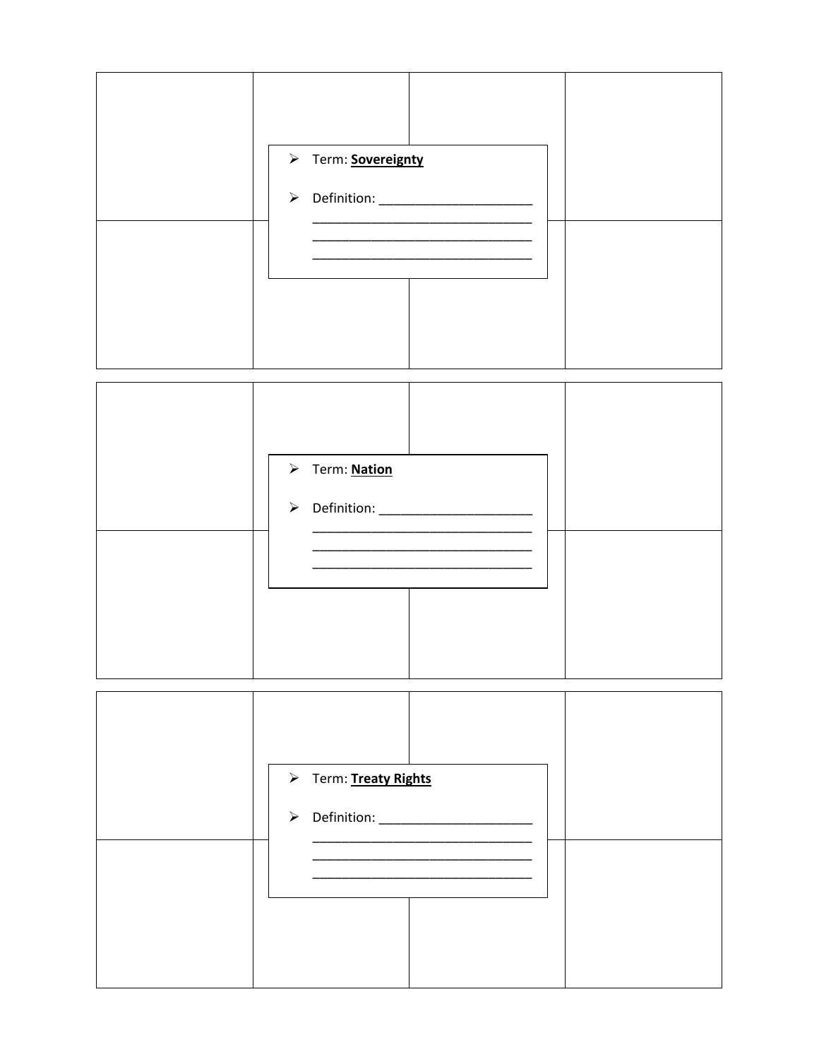- Term: **Sovereignty**

- Definition: ______________________
  ________________________________
  ________________________________
  ________________________________

- Term: **Nation**

- Definition: ______________________
  ________________________________
  ________________________________
  ________________________________

- Term: **Treaty Rights**

- Definition: ______________________
  ________________________________
  ________________________________
  ________________________________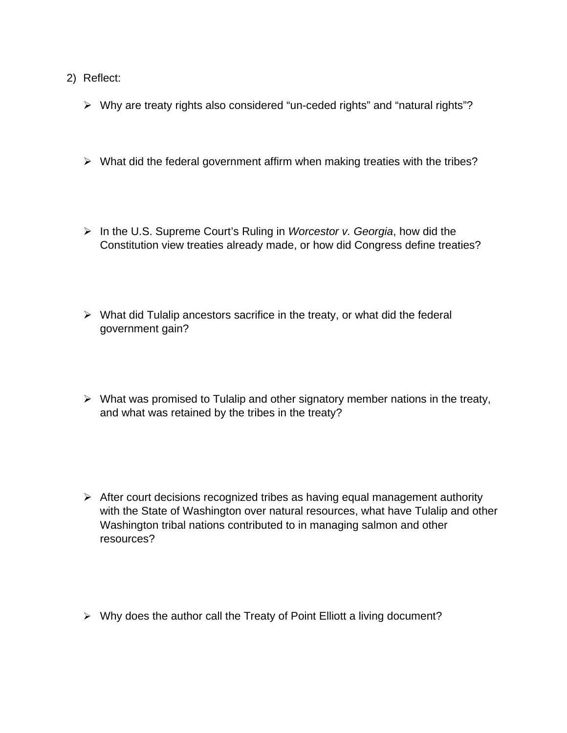2) Reflect:

- Why are treaty rights also considered “un-ceded rights” and “natural rights”?

- What did the federal government affirm when making treaties with the tribes?

- In the U.S. Supreme Court’s Ruling in *Worcestor v. Georgia*, how did the Constitution view treaties already made, or how did Congress define treaties?

- What did Tulalip ancestors sacrifice in the treaty, or what did the federal government gain?

- What was promised to Tulalip and other signatory member nations in the treaty, and what was retained by the tribes in the treaty?

- After court decisions recognized tribes as having equal management authority with the State of Washington over natural resources, what have Tulalip and other Washington tribal nations contributed to in managing salmon and other resources?

- Why does the author call the Treaty of Point Elliott a living document?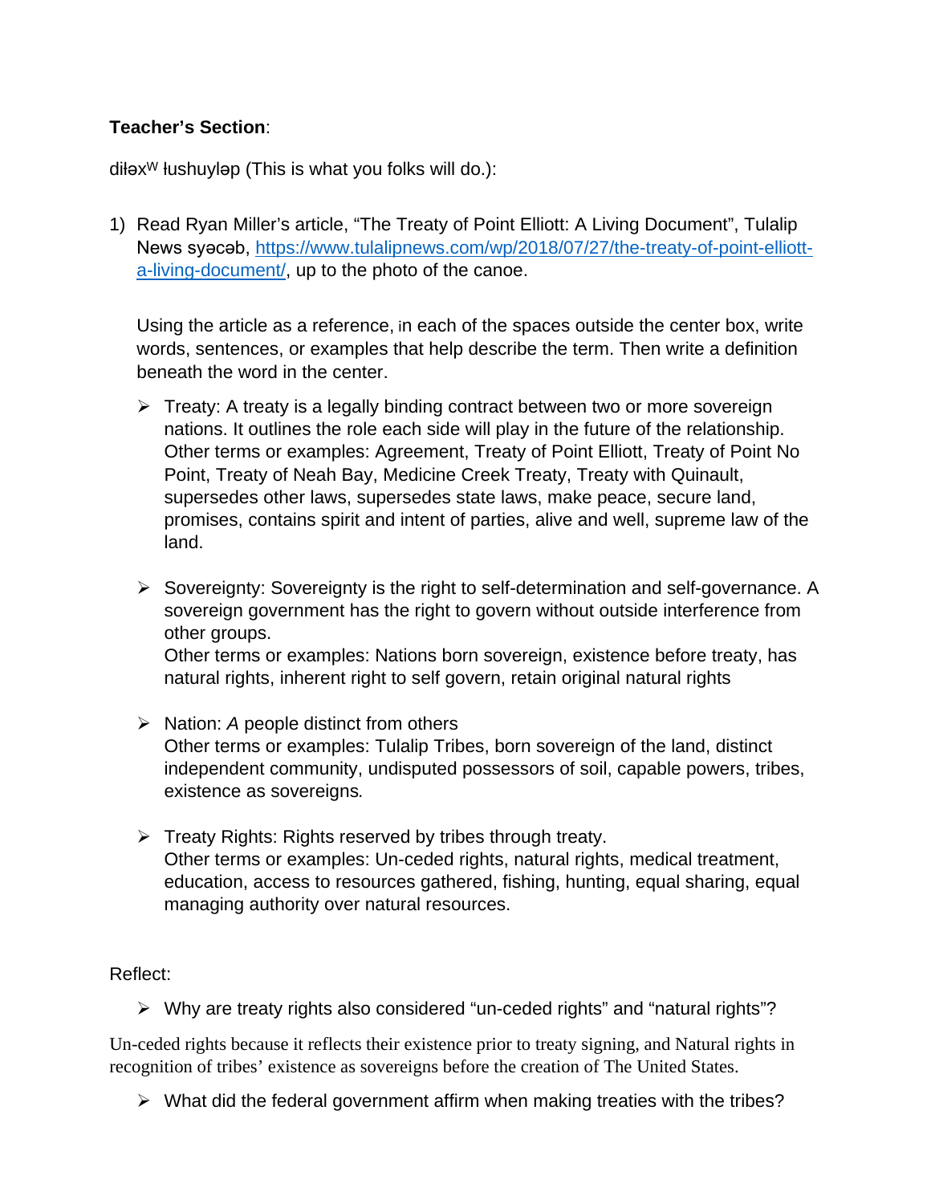**Teacher's Section**:

diłəxʷ łushuyləp (This is what you folks will do.):

1) Read Ryan Miller's article, "The Treaty of Point Elliott: A Living Document", Tulalip News syəcəb, https://www.tulalipnews.com/wp/2018/07/27/the-treaty-of-point-elliott-a-living-document/, up to the photo of the canoe.

   Using the article as a reference, in each of the spaces outside the center box, write words, sentences, or examples that help describe the term. Then write a definition beneath the word in the center.

   - Treaty: A treaty is a legally binding contract between two or more sovereign nations. It outlines the role each side will play in the future of the relationship.
     Other terms or examples: Agreement, Treaty of Point Elliott, Treaty of Point No Point, Treaty of Neah Bay, Medicine Creek Treaty, Treaty with Quinault, supersedes other laws, supersedes state laws, make peace, secure land, promises, contains spirit and intent of parties, alive and well, supreme law of the land.

   - Sovereignty: Sovereignty is the right to self-determination and self-governance. A sovereign government has the right to govern without outside interference from other groups.
     Other terms or examples: Nations born sovereign, existence before treaty, has natural rights, inherent right to self govern, retain original natural rights

   - Nation: *A* people distinct from others
     Other terms or examples: Tulalip Tribes, born sovereign of the land, distinct independent community, undisputed possessors of soil, capable powers, tribes, existence as sovereigns*.*

   - Treaty Rights: Rights reserved by tribes through treaty.
     Other terms or examples: Un-ceded rights, natural rights, medical treatment, education, access to resources gathered, fishing, hunting, equal sharing, equal managing authority over natural resources.

Reflect:

- Why are treaty rights also considered "un-ceded rights" and "natural rights"?

Un-ceded rights because it reflects their existence prior to treaty signing, and Natural rights in recognition of tribes' existence as sovereigns before the creation of The United States.

- What did the federal government affirm when making treaties with the tribes?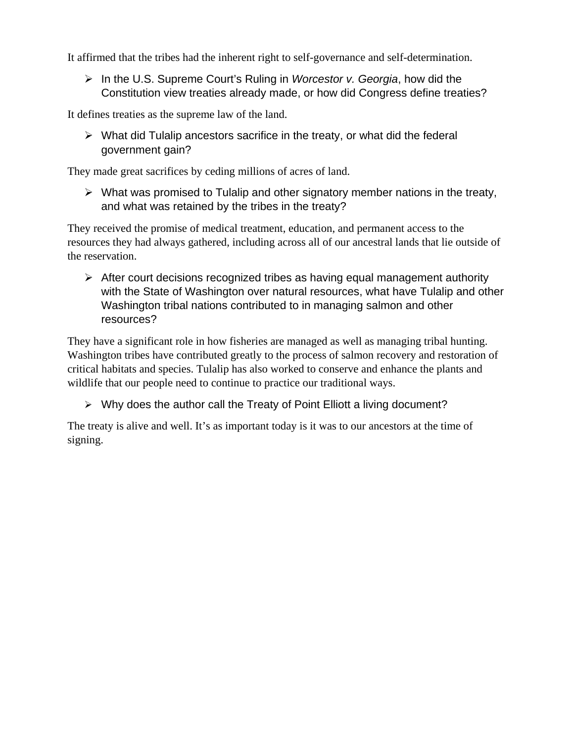It affirmed that the tribes had the inherent right to self-governance and self-determination.

- In the U.S. Supreme Court's Ruling in *Worcestor v. Georgia*, how did the Constitution view treaties already made, or how did Congress define treaties?

It defines treaties as the supreme law of the land.

- What did Tulalip ancestors sacrifice in the treaty, or what did the federal government gain?

They made great sacrifices by ceding millions of acres of land.

- What was promised to Tulalip and other signatory member nations in the treaty, and what was retained by the tribes in the treaty?

They received the promise of medical treatment, education, and permanent access to the resources they had always gathered, including across all of our ancestral lands that lie outside of the reservation.

- After court decisions recognized tribes as having equal management authority with the State of Washington over natural resources, what have Tulalip and other Washington tribal nations contributed to in managing salmon and other resources?

They have a significant role in how fisheries are managed as well as managing tribal hunting. Washington tribes have contributed greatly to the process of salmon recovery and restoration of critical habitats and species. Tulalip has also worked to conserve and enhance the plants and wildlife that our people need to continue to practice our traditional ways.

- Why does the author call the Treaty of Point Elliott a living document?

The treaty is alive and well. It's as important today is it was to our ancestors at the time of signing.